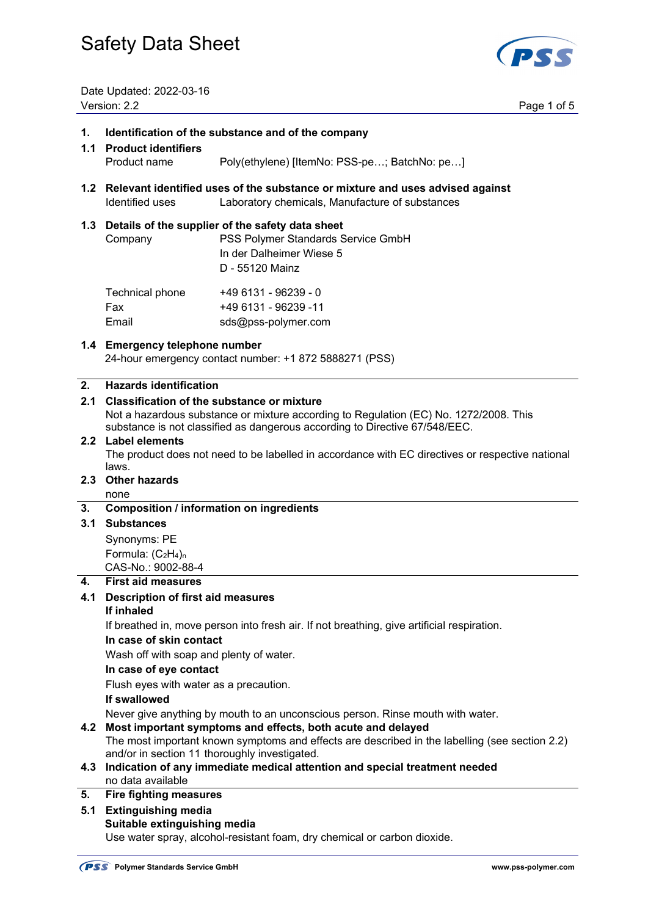# Safety Data Sheet

Date Updated: 2022-03-16
Version: 2.2

## 1. Identification of the substance and of the company

### 1.1 Product identifiers

Product name — Poly(ethylene) [ItemNo: PSS-pe…; BatchNo: pe…]

### 1.2 Relevant identified uses of the substance or mixture and uses advised against

Identified uses — Laboratory chemicals, Manufacture of substances

### 1.3 Details of the supplier of the safety data sheet

Company — PSS Polymer Standards Service GmbH
In der Dalheimer Wiese 5
D - 55120 Mainz

Technical phone — +49 6131 - 96239 - 0
Fax — +49 6131 - 96239 -11
Email — sds@pss-polymer.com

### 1.4 Emergency telephone number

24-hour emergency contact number: +1 872 5888271 (PSS)

## 2. Hazards identification

### 2.1 Classification of the substance or mixture

Not a hazardous substance or mixture according to Regulation (EC) No. 1272/2008. This substance is not classified as dangerous according to Directive 67/548/EEC.

### 2.2 Label elements

The product does not need to be labelled in accordance with EC directives or respective national laws.

### 2.3 Other hazards

none

## 3. Composition / information on ingredients

### 3.1 Substances

Synonyms: PE
Formula: $(C_2H_4)_n$
CAS-No.: 9002-88-4

## 4. First aid measures

### 4.1 Description of first aid measures

**If inhaled**

If breathed in, move person into fresh air. If not breathing, give artificial respiration.

**In case of skin contact**

Wash off with soap and plenty of water.

**In case of eye contact**

Flush eyes with water as a precaution.

**If swallowed**

Never give anything by mouth to an unconscious person. Rinse mouth with water.

### 4.2 Most important symptoms and effects, both acute and delayed

The most important known symptoms and effects are described in the labelling (see section 2.2) and/or in section 11 thoroughly investigated.

### 4.3 Indication of any immediate medical attention and special treatment needed

no data available

## 5. Fire fighting measures

### 5.1 Extinguishing media

**Suitable extinguishing media**

Use water spray, alcohol-resistant foam, dry chemical or carbon dioxide.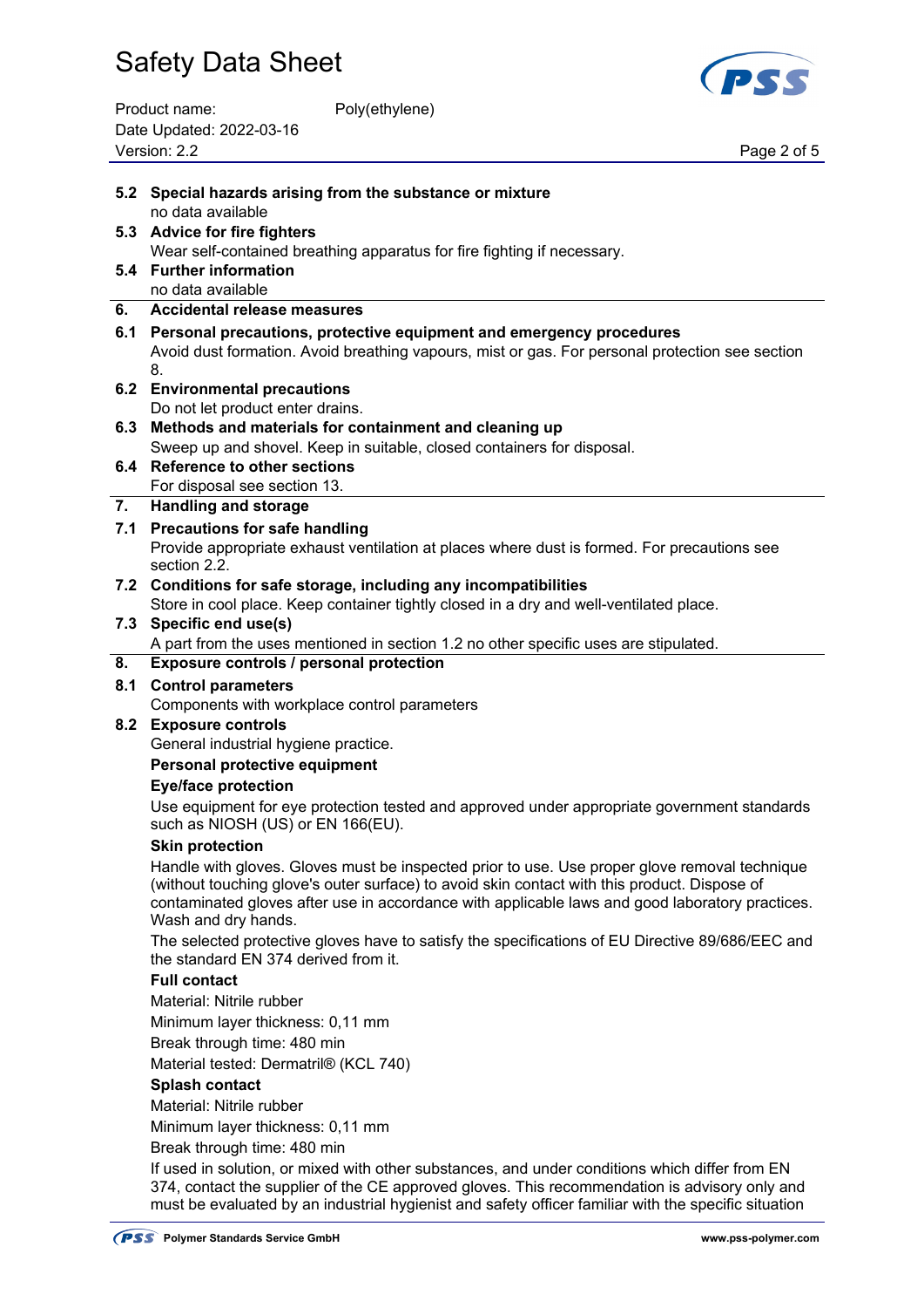**5.2 Special hazards arising from the substance or mixture**

no data available

**5.3 Advice for fire fighters**

Wear self-contained breathing apparatus for fire fighting if necessary.

**5.4 Further information**

no data available

## 6. Accidental release measures

**6.1 Personal precautions, protective equipment and emergency procedures**

Avoid dust formation. Avoid breathing vapours, mist or gas. For personal protection see section 8.

**6.2 Environmental precautions**

Do not let product enter drains.

**6.3 Methods and materials for containment and cleaning up**

Sweep up and shovel. Keep in suitable, closed containers for disposal.

**6.4 Reference to other sections**

For disposal see section 13.

## 7. Handling and storage

**7.1 Precautions for safe handling**

Provide appropriate exhaust ventilation at places where dust is formed. For precautions see section 2.2.

**7.2 Conditions for safe storage, including any incompatibilities**

Store in cool place. Keep container tightly closed in a dry and well-ventilated place.

**7.3 Specific end use(s)**

A part from the uses mentioned in section 1.2 no other specific uses are stipulated.

## 8. Exposure controls / personal protection

**8.1 Control parameters**

Components with workplace control parameters

**8.2 Exposure controls**

General industrial hygiene practice.

**Personal protective equipment**

**Eye/face protection**

Use equipment for eye protection tested and approved under appropriate government standards such as NIOSH (US) or EN 166(EU).

**Skin protection**

Handle with gloves. Gloves must be inspected prior to use. Use proper glove removal technique (without touching glove's outer surface) to avoid skin contact with this product. Dispose of contaminated gloves after use in accordance with applicable laws and good laboratory practices. Wash and dry hands.

The selected protective gloves have to satisfy the specifications of EU Directive 89/686/EEC and the standard EN 374 derived from it.

**Full contact**

Material: Nitrile rubber

Minimum layer thickness: 0,11 mm

Break through time: 480 min

Material tested: Dermatril® (KCL 740)

**Splash contact**

Material: Nitrile rubber

Minimum layer thickness: 0,11 mm

Break through time: 480 min

If used in solution, or mixed with other substances, and under conditions which differ from EN 374, contact the supplier of the CE approved gloves. This recommendation is advisory only and must be evaluated by an industrial hygienist and safety officer familiar with the specific situation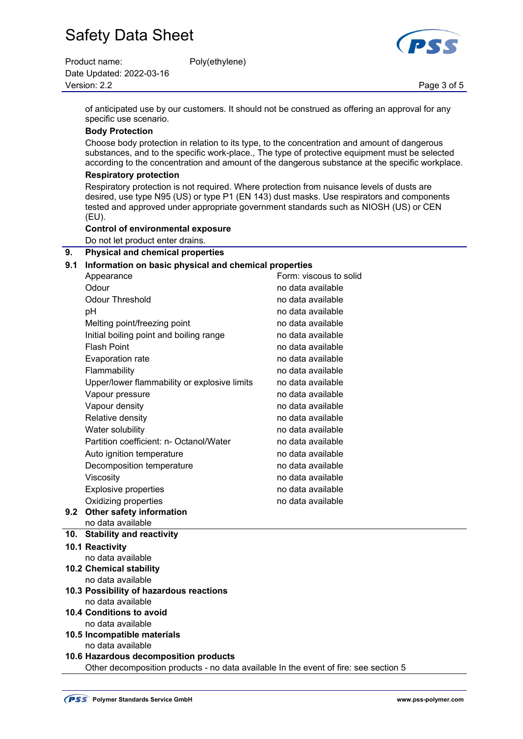of anticipated use by our customers. It should not be construed as offering an approval for any specific use scenario.

**Body Protection**

Choose body protection in relation to its type, to the concentration and amount of dangerous substances, and to the specific work-place., The type of protective equipment must be selected according to the concentration and amount of the dangerous substance at the specific workplace.

**Respiratory protection**

Respiratory protection is not required. Where protection from nuisance levels of dusts are desired, use type N95 (US) or type P1 (EN 143) dust masks. Use respirators and components tested and approved under appropriate government standards such as NIOSH (US) or CEN (EU).

**Control of environmental exposure**

Do not let product enter drains.

## 9. Physical and chemical properties

### 9.1 Information on basic physical and chemical properties

| | |
|---|---|
| Appearance | Form: viscous to solid |
| Odour | no data available |
| Odour Threshold | no data available |
| pH | no data available |
| Melting point/freezing point | no data available |
| Initial boiling point and boiling range | no data available |
| Flash Point | no data available |
| Evaporation rate | no data available |
| Flammability | no data available |
| Upper/lower flammability or explosive limits | no data available |
| Vapour pressure | no data available |
| Vapour density | no data available |
| Relative density | no data available |
| Water solubility | no data available |
| Partition coefficient: n- Octanol/Water | no data available |
| Auto ignition temperature | no data available |
| Decomposition temperature | no data available |
| Viscosity | no data available |
| Explosive properties | no data available |
| Oxidizing properties | no data available |

### 9.2 Other safety information

no data available

## 10. Stability and reactivity

### 10.1 Reactivity

no data available

### 10.2 Chemical stability

no data available

### 10.3 Possibility of hazardous reactions

no data available

### 10.4 Conditions to avoid

no data available

### 10.5 Incompatible materials

no data available

### 10.6 Hazardous decomposition products

Other decomposition products - no data available In the event of fire: see section 5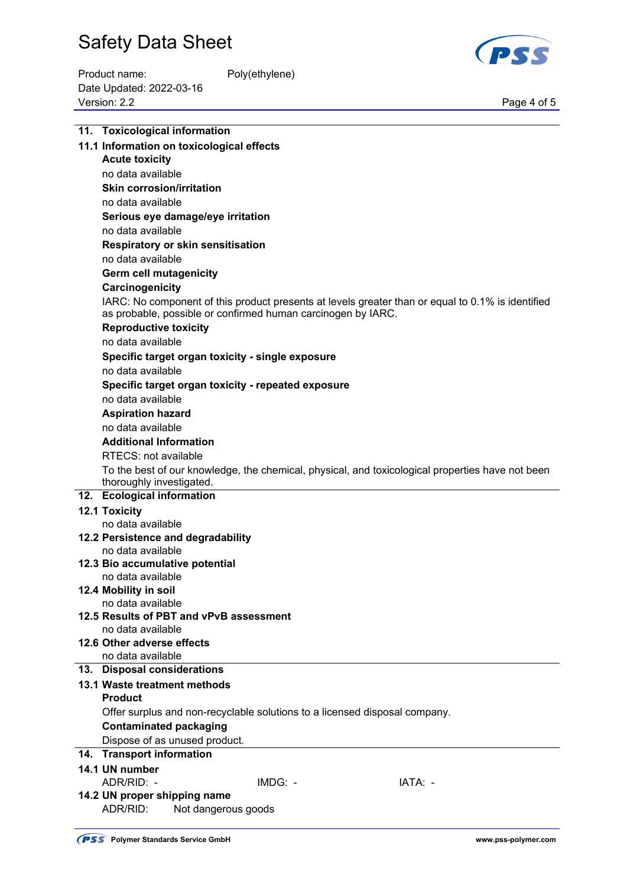## 11. Toxicological information

### 11.1 Information on toxicological effects

**Acute toxicity**

no data available

**Skin corrosion/irritation**

no data available

**Serious eye damage/eye irritation**

no data available

**Respiratory or skin sensitisation**

no data available

**Germ cell mutagenicity**

**Carcinogenicity**

IARC: No component of this product presents at levels greater than or equal to 0.1% is identified as probable, possible or confirmed human carcinogen by IARC.

**Reproductive toxicity**

no data available

**Specific target organ toxicity - single exposure**

no data available

**Specific target organ toxicity - repeated exposure**

no data available

**Aspiration hazard**

no data available

**Additional Information**

RTECS: not available

To the best of our knowledge, the chemical, physical, and toxicological properties have not been thoroughly investigated.

## 12. Ecological information

### 12.1 Toxicity

no data available

### 12.2 Persistence and degradability

no data available

### 12.3 Bio accumulative potential

no data available

### 12.4 Mobility in soil

no data available

### 12.5 Results of PBT and vPvB assessment

no data available

### 12.6 Other adverse effects

no data available

## 13. Disposal considerations

### 13.1 Waste treatment methods

**Product**

Offer surplus and non-recyclable solutions to a licensed disposal company.

**Contaminated packaging**

Dispose of as unused product.

## 14. Transport information

### 14.1 UN number

ADR/RID: - IMDG: - IATA: -

### 14.2 UN proper shipping name

ADR/RID: Not dangerous goods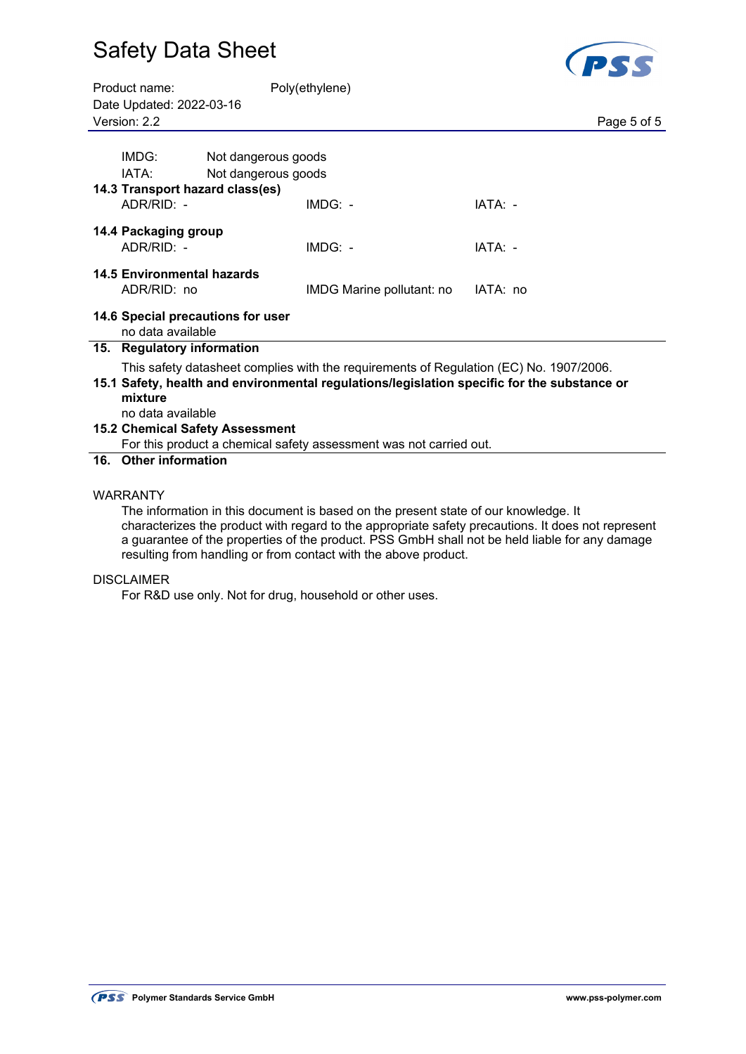IMDG: Not dangerous goods
IATA: Not dangerous goods

**14.3 Transport hazard class(es)**

ADR/RID: - IMDG: - IATA: -

**14.4 Packaging group**

ADR/RID: - IMDG: - IATA: -

**14.5 Environmental hazards**

ADR/RID: no IMDG Marine pollutant: no IATA: no

**14.6 Special precautions for user**

no data available

## 15. Regulatory information

This safety datasheet complies with the requirements of Regulation (EC) No. 1907/2006.

**15.1 Safety, health and environmental regulations/legislation specific for the substance or mixture**

no data available

**15.2 Chemical Safety Assessment**

For this product a chemical safety assessment was not carried out.

## 16. Other information

WARRANTY

The information in this document is based on the present state of our knowledge. It characterizes the product with regard to the appropriate safety precautions. It does not represent a guarantee of the properties of the product. PSS GmbH shall not be held liable for any damage resulting from handling or from contact with the above product.

DISCLAIMER

For R&D use only. Not for drug, household or other uses.